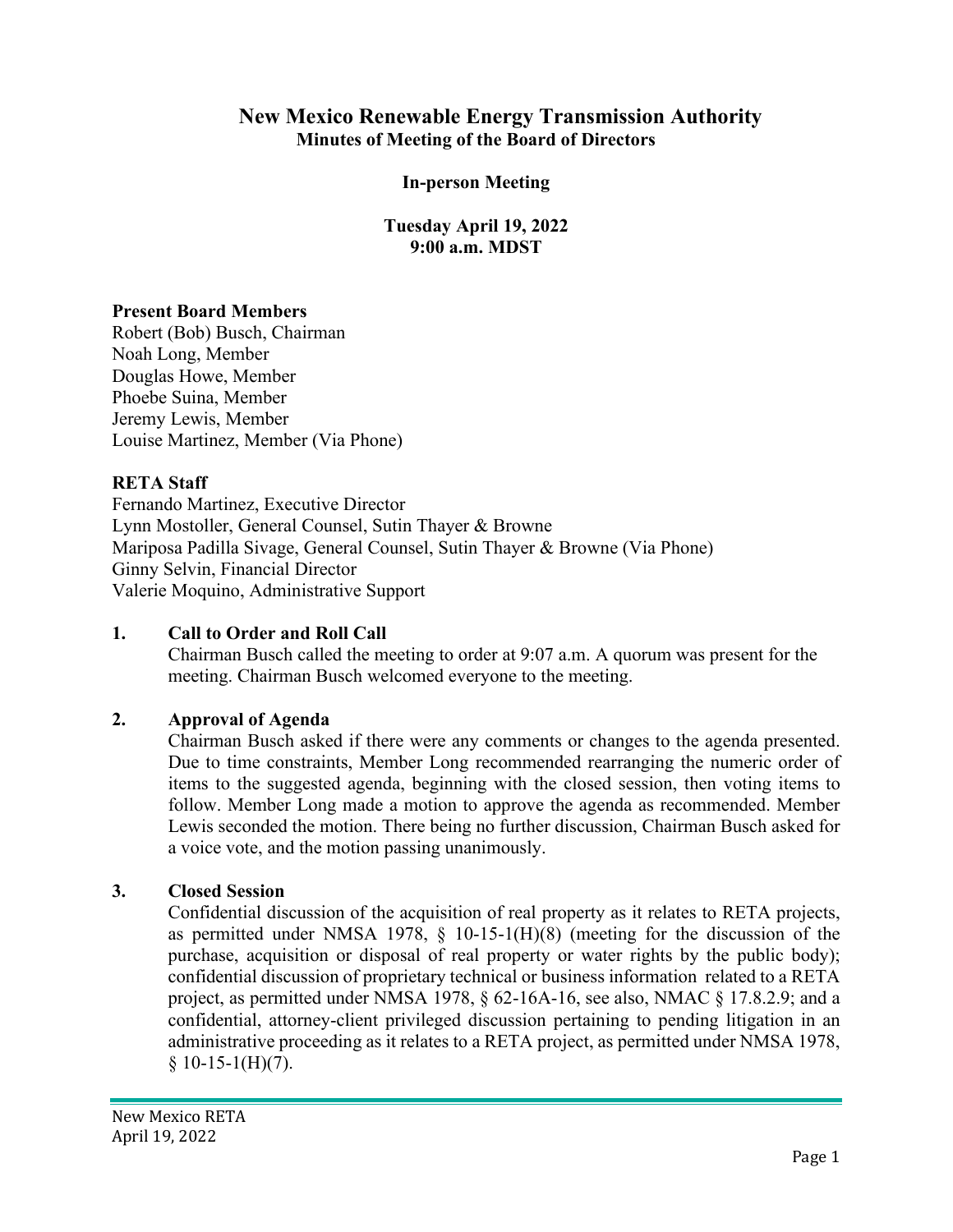# New Mexico Renewable Energy Transmission Authority

## Minutes of Meeting of the Board of Directors

**In-person Meeting**

**Tuesday April 19, 2022**
**9:00 a.m. MDST**

**Present Board Members**

Robert (Bob) Busch, Chairman
Noah Long, Member
Douglas Howe, Member
Phoebe Suina, Member
Jeremy Lewis, Member
Louise Martinez, Member (Via Phone)

**RETA Staff**

Fernando Martinez, Executive Director
Lynn Mostoller, General Counsel, Sutin Thayer & Browne
Mariposa Padilla Sivage, General Counsel, Sutin Thayer & Browne (Via Phone)
Ginny Selvin, Financial Director
Valerie Moquino, Administrative Support

**1. Call to Order and Roll Call**

Chairman Busch called the meeting to order at 9:07 a.m. A quorum was present for the meeting. Chairman Busch welcomed everyone to the meeting.

**2. Approval of Agenda**

Chairman Busch asked if there were any comments or changes to the agenda presented. Due to time constraints, Member Long recommended rearranging the numeric order of items to the suggested agenda, beginning with the closed session, then voting items to follow. Member Long made a motion to approve the agenda as recommended. Member Lewis seconded the motion. There being no further discussion, Chairman Busch asked for a voice vote, and the motion passing unanimously.

**3. Closed Session**

Confidential discussion of the acquisition of real property as it relates to RETA projects, as permitted under NMSA 1978, § 10-15-1(H)(8) (meeting for the discussion of the purchase, acquisition or disposal of real property or water rights by the public body); confidential discussion of proprietary technical or business information related to a RETA project, as permitted under NMSA 1978, § 62-16A-16, see also, NMAC § 17.8.2.9; and a confidential, attorney-client privileged discussion pertaining to pending litigation in an administrative proceeding as it relates to a RETA project, as permitted under NMSA 1978, § 10-15-1(H)(7).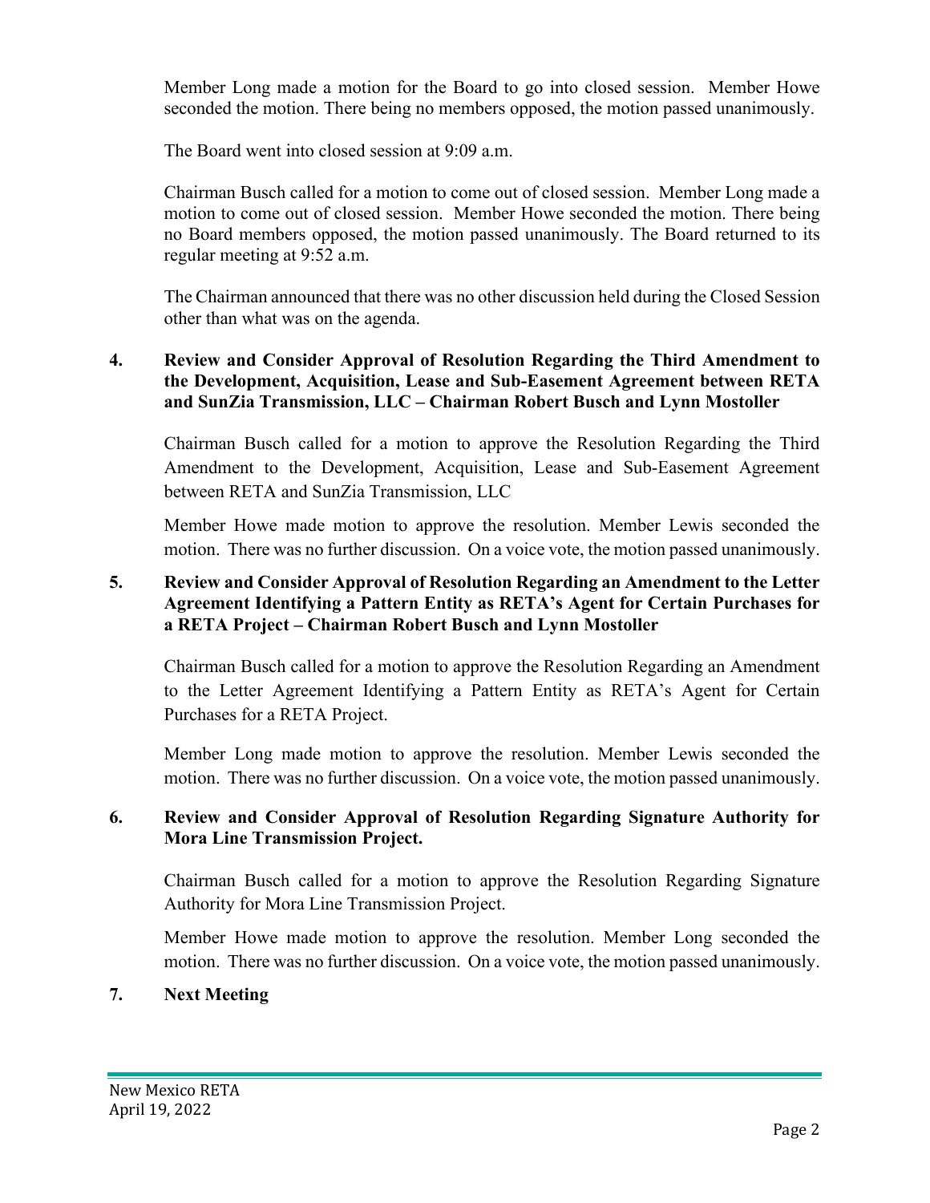Member Long made a motion for the Board to go into closed session. Member Howe seconded the motion. There being no members opposed, the motion passed unanimously.

The Board went into closed session at 9:09 a.m.

Chairman Busch called for a motion to come out of closed session. Member Long made a motion to come out of closed session. Member Howe seconded the motion. There being no Board members opposed, the motion passed unanimously. The Board returned to its regular meeting at 9:52 a.m.

The Chairman announced that there was no other discussion held during the Closed Session other than what was on the agenda.

**4. Review and Consider Approval of Resolution Regarding the Third Amendment to the Development, Acquisition, Lease and Sub-Easement Agreement between RETA and SunZia Transmission, LLC – Chairman Robert Busch and Lynn Mostoller**

Chairman Busch called for a motion to approve the Resolution Regarding the Third Amendment to the Development, Acquisition, Lease and Sub-Easement Agreement between RETA and SunZia Transmission, LLC

Member Howe made motion to approve the resolution. Member Lewis seconded the motion. There was no further discussion. On a voice vote, the motion passed unanimously.

**5. Review and Consider Approval of Resolution Regarding an Amendment to the Letter Agreement Identifying a Pattern Entity as RETA's Agent for Certain Purchases for a RETA Project – Chairman Robert Busch and Lynn Mostoller**

Chairman Busch called for a motion to approve the Resolution Regarding an Amendment to the Letter Agreement Identifying a Pattern Entity as RETA's Agent for Certain Purchases for a RETA Project.

Member Long made motion to approve the resolution. Member Lewis seconded the motion. There was no further discussion. On a voice vote, the motion passed unanimously.

**6. Review and Consider Approval of Resolution Regarding Signature Authority for Mora Line Transmission Project.**

Chairman Busch called for a motion to approve the Resolution Regarding Signature Authority for Mora Line Transmission Project.

Member Howe made motion to approve the resolution. Member Long seconded the motion. There was no further discussion. On a voice vote, the motion passed unanimously.

**7. Next Meeting**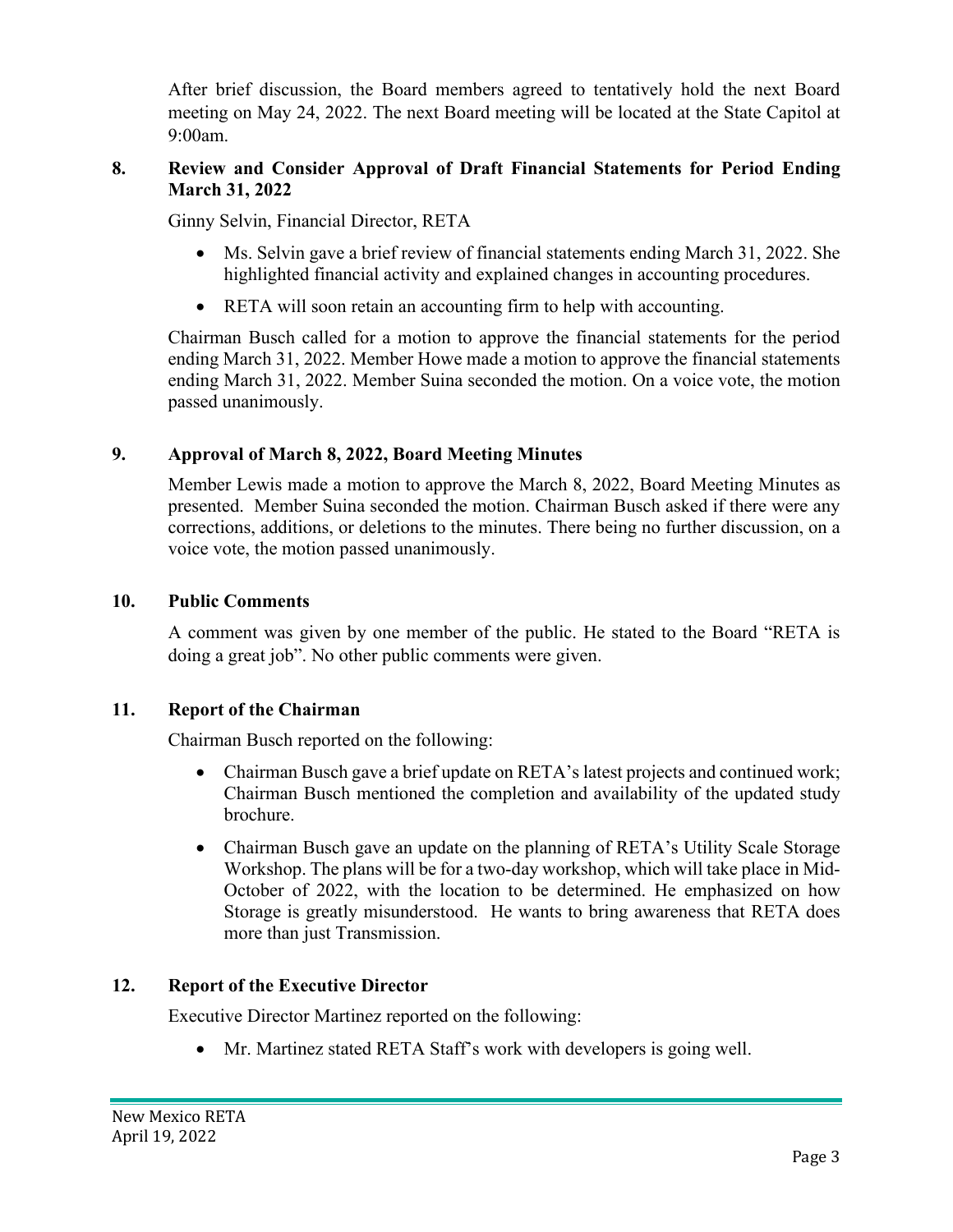After brief discussion, the Board members agreed to tentatively hold the next Board meeting on May 24, 2022. The next Board meeting will be located at the State Capitol at 9:00am.

## 8. Review and Consider Approval of Draft Financial Statements for Period Ending March 31, 2022

Ginny Selvin, Financial Director, RETA

- Ms. Selvin gave a brief review of financial statements ending March 31, 2022. She highlighted financial activity and explained changes in accounting procedures.
- RETA will soon retain an accounting firm to help with accounting.

Chairman Busch called for a motion to approve the financial statements for the period ending March 31, 2022. Member Howe made a motion to approve the financial statements ending March 31, 2022. Member Suina seconded the motion. On a voice vote, the motion passed unanimously.

## 9. Approval of March 8, 2022, Board Meeting Minutes

Member Lewis made a motion to approve the March 8, 2022, Board Meeting Minutes as presented. Member Suina seconded the motion. Chairman Busch asked if there were any corrections, additions, or deletions to the minutes. There being no further discussion, on a voice vote, the motion passed unanimously.

## 10. Public Comments

A comment was given by one member of the public. He stated to the Board "RETA is doing a great job". No other public comments were given.

## 11. Report of the Chairman

Chairman Busch reported on the following:

- Chairman Busch gave a brief update on RETA's latest projects and continued work; Chairman Busch mentioned the completion and availability of the updated study brochure.
- Chairman Busch gave an update on the planning of RETA's Utility Scale Storage Workshop. The plans will be for a two-day workshop, which will take place in Mid-October of 2022, with the location to be determined. He emphasized on how Storage is greatly misunderstood. He wants to bring awareness that RETA does more than just Transmission.

## 12. Report of the Executive Director

Executive Director Martinez reported on the following:

- Mr. Martinez stated RETA Staff's work with developers is going well.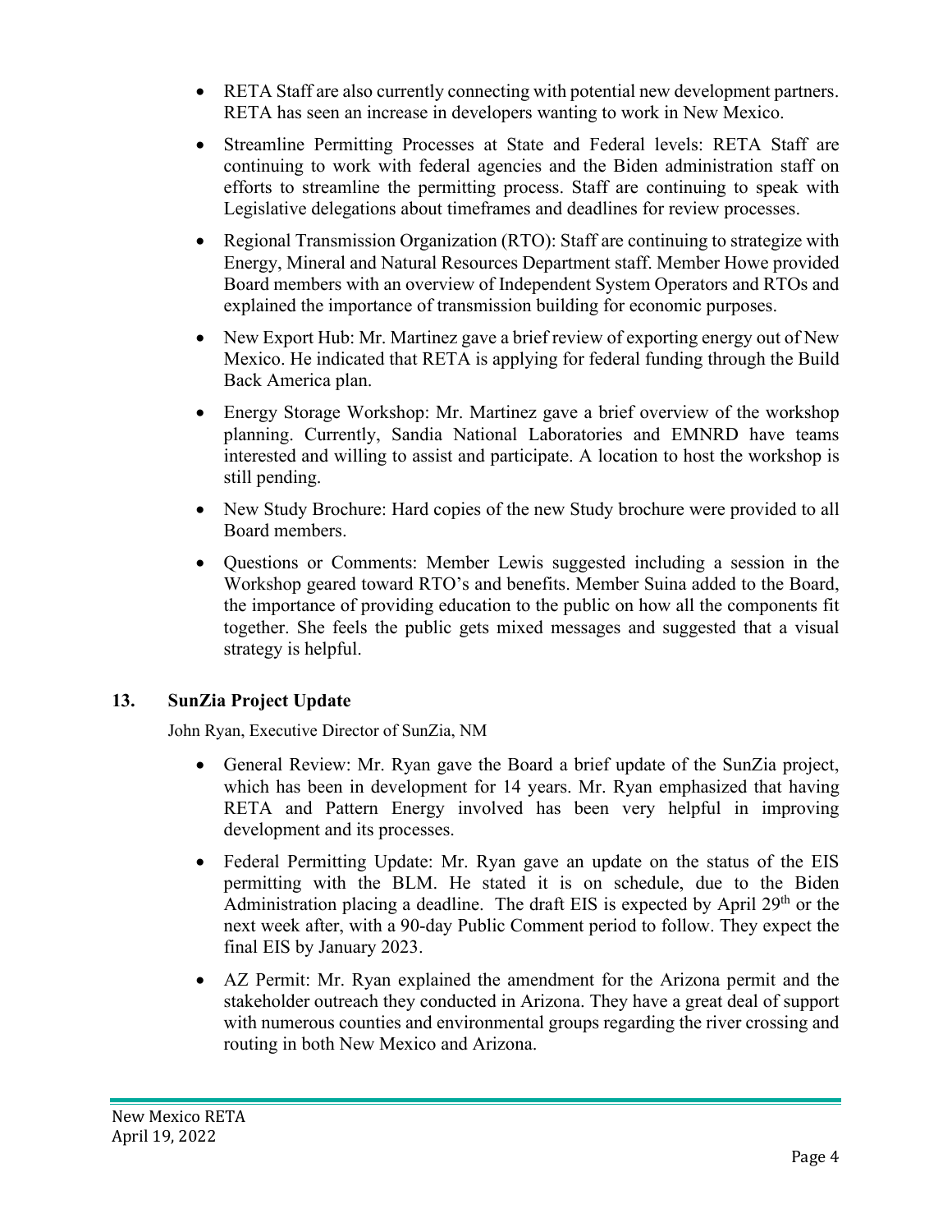- RETA Staff are also currently connecting with potential new development partners. RETA has seen an increase in developers wanting to work in New Mexico.
- Streamline Permitting Processes at State and Federal levels: RETA Staff are continuing to work with federal agencies and the Biden administration staff on efforts to streamline the permitting process. Staff are continuing to speak with Legislative delegations about timeframes and deadlines for review processes.
- Regional Transmission Organization (RTO): Staff are continuing to strategize with Energy, Mineral and Natural Resources Department staff. Member Howe provided Board members with an overview of Independent System Operators and RTOs and explained the importance of transmission building for economic purposes.
- New Export Hub: Mr. Martinez gave a brief review of exporting energy out of New Mexico. He indicated that RETA is applying for federal funding through the Build Back America plan.
- Energy Storage Workshop: Mr. Martinez gave a brief overview of the workshop planning. Currently, Sandia National Laboratories and EMNRD have teams interested and willing to assist and participate. A location to host the workshop is still pending.
- New Study Brochure: Hard copies of the new Study brochure were provided to all Board members.
- Questions or Comments: Member Lewis suggested including a session in the Workshop geared toward RTO's and benefits. Member Suina added to the Board, the importance of providing education to the public on how all the components fit together. She feels the public gets mixed messages and suggested that a visual strategy is helpful.

## 13. SunZia Project Update

John Ryan, Executive Director of SunZia, NM

- General Review: Mr. Ryan gave the Board a brief update of the SunZia project, which has been in development for 14 years. Mr. Ryan emphasized that having RETA and Pattern Energy involved has been very helpful in improving development and its processes.
- Federal Permitting Update: Mr. Ryan gave an update on the status of the EIS permitting with the BLM. He stated it is on schedule, due to the Biden Administration placing a deadline. The draft EIS is expected by April 29th or the next week after, with a 90-day Public Comment period to follow. They expect the final EIS by January 2023.
- AZ Permit: Mr. Ryan explained the amendment for the Arizona permit and the stakeholder outreach they conducted in Arizona. They have a great deal of support with numerous counties and environmental groups regarding the river crossing and routing in both New Mexico and Arizona.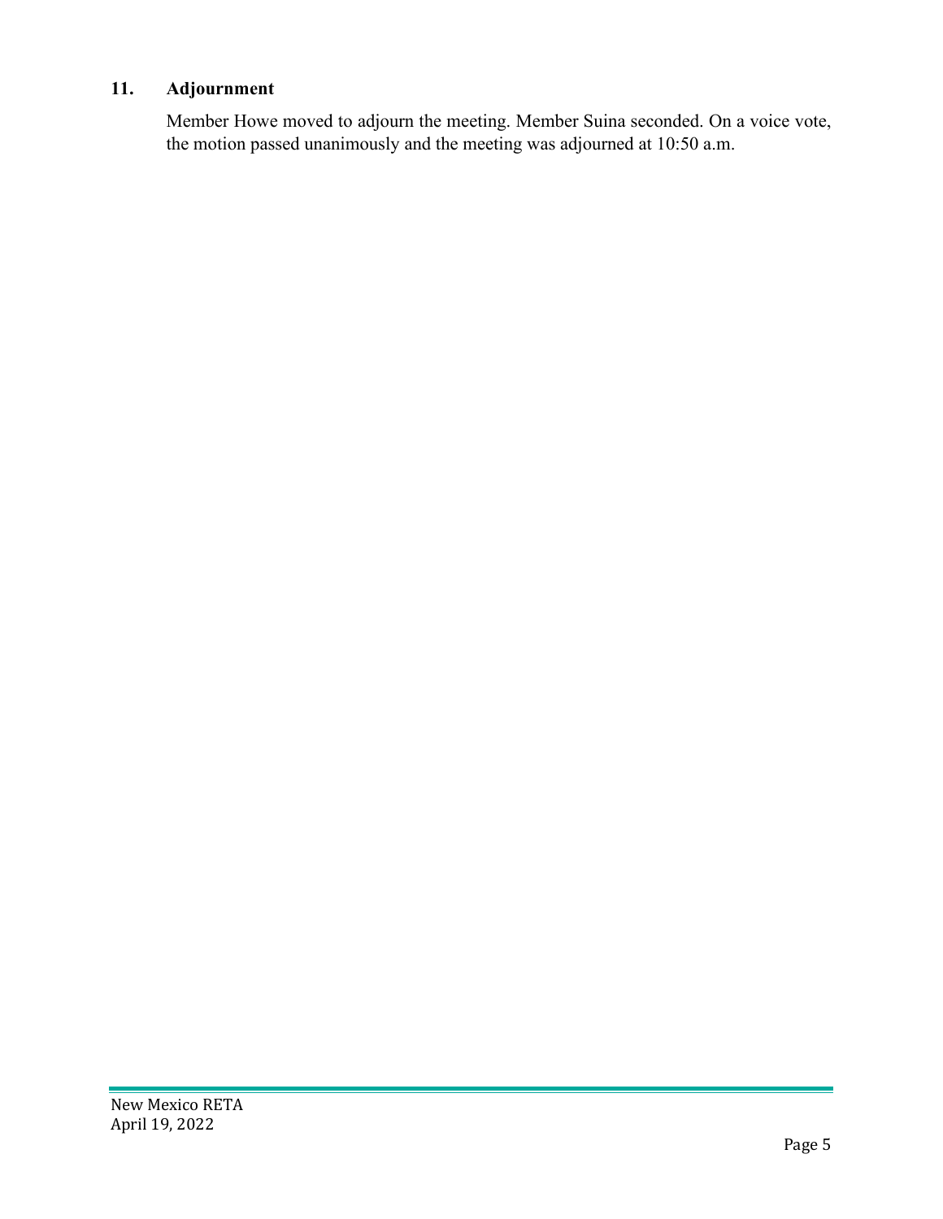## 11. Adjournment

Member Howe moved to adjourn the meeting. Member Suina seconded. On a voice vote, the motion passed unanimously and the meeting was adjourned at 10:50 a.m.